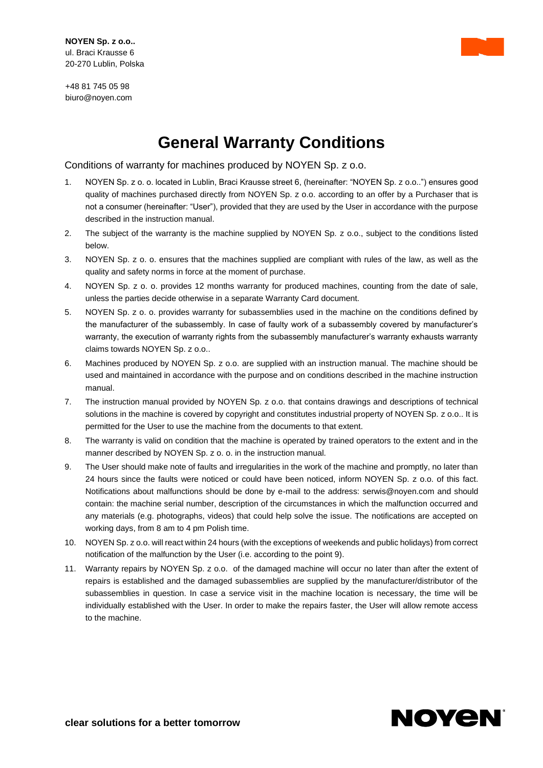**NOYEN Sp. z o.o..**
ul. Braci Krausse 6
20-270 Lublin, Polska

+48 81 745 05 98
biuro@noyen.com

# General Warranty Conditions

Conditions of warranty for machines produced by NOYEN Sp. z o.o.

1. NOYEN Sp. z o. o. located in Lublin, Braci Krausse street 6, (hereinafter: "NOYEN Sp. z o.o..") ensures good quality of machines purchased directly from NOYEN Sp. z o.o. according to an offer by a Purchaser that is not a consumer (hereinafter: "User"), provided that they are used by the User in accordance with the purpose described in the instruction manual.
2. The subject of the warranty is the machine supplied by NOYEN Sp. z o.o., subject to the conditions listed below.
3. NOYEN Sp. z o. o. ensures that the machines supplied are compliant with rules of the law, as well as the quality and safety norms in force at the moment of purchase.
4. NOYEN Sp. z o. o. provides 12 months warranty for produced machines, counting from the date of sale, unless the parties decide otherwise in a separate Warranty Card document.
5. NOYEN Sp. z o. o. provides warranty for subassemblies used in the machine on the conditions defined by the manufacturer of the subassembly. In case of faulty work of a subassembly covered by manufacturer's warranty, the execution of warranty rights from the subassembly manufacturer's warranty exhausts warranty claims towards NOYEN Sp. z o.o..
6. Machines produced by NOYEN Sp. z o.o. are supplied with an instruction manual. The machine should be used and maintained in accordance with the purpose and on conditions described in the machine instruction manual.
7. The instruction manual provided by NOYEN Sp. z o.o. that contains drawings and descriptions of technical solutions in the machine is covered by copyright and constitutes industrial property of NOYEN Sp. z o.o.. It is permitted for the User to use the machine from the documents to that extent.
8. The warranty is valid on condition that the machine is operated by trained operators to the extent and in the manner described by NOYEN Sp. z o. o. in the instruction manual.
9. The User should make note of faults and irregularities in the work of the machine and promptly, no later than 24 hours since the faults were noticed or could have been noticed, inform NOYEN Sp. z o.o. of this fact. Notifications about malfunctions should be done by e-mail to the address: serwis@noyen.com and should contain: the machine serial number, description of the circumstances in which the malfunction occurred and any materials (e.g. photographs, videos) that could help solve the issue. The notifications are accepted on working days, from 8 am to 4 pm Polish time.
10. NOYEN Sp. z o.o. will react within 24 hours (with the exceptions of weekends and public holidays) from correct notification of the malfunction by the User (i.e. according to the point 9).
11. Warranty repairs by NOYEN Sp. z o.o. of the damaged machine will occur no later than after the extent of repairs is established and the damaged subassemblies are supplied by the manufacturer/distributor of the subassemblies in question. In case a service visit in the machine location is necessary, the time will be individually established with the User. In order to make the repairs faster, the User will allow remote access to the machine.

**clear solutions for a better tomorrow**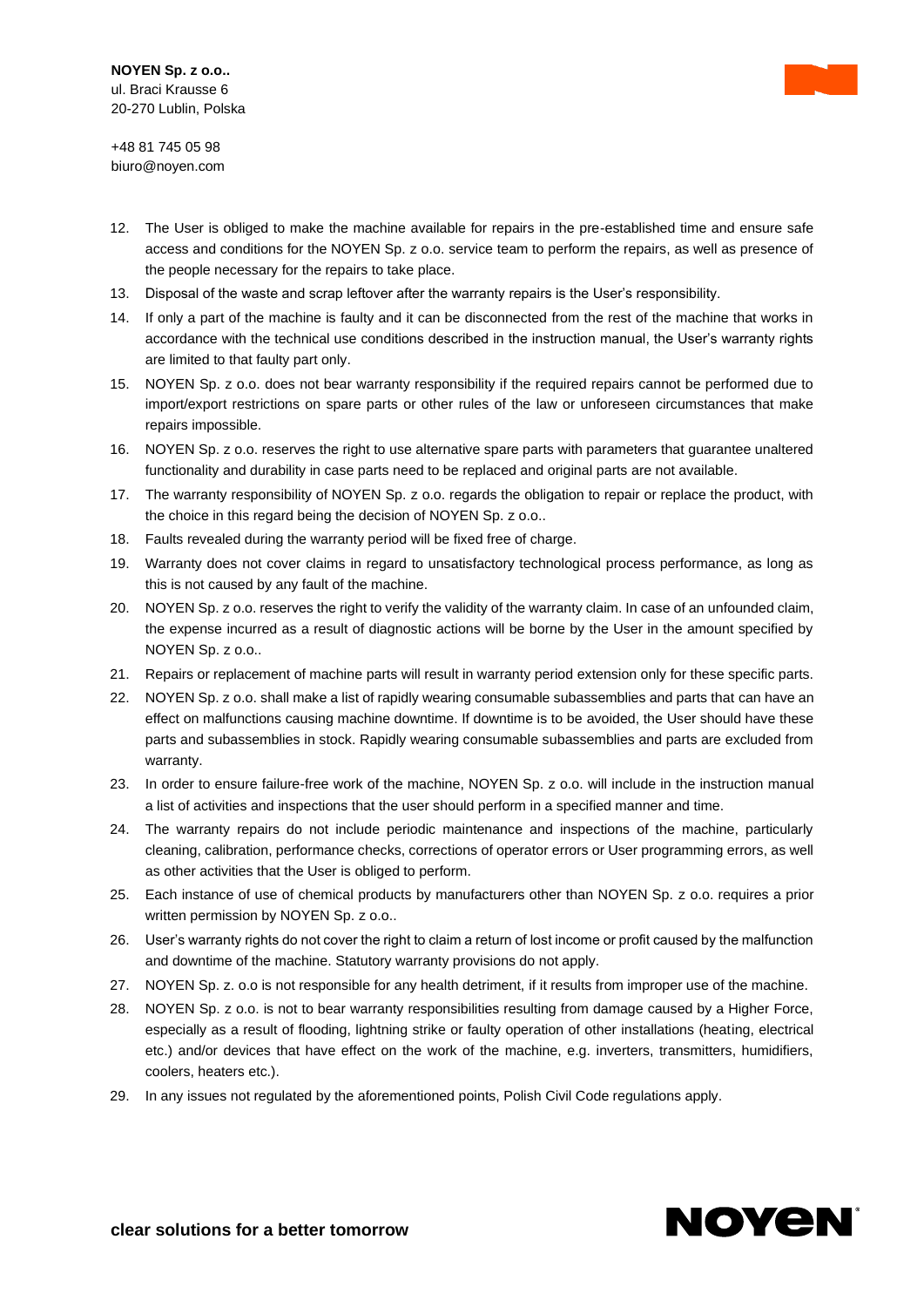12. The User is obliged to make the machine available for repairs in the pre-established time and ensure safe access and conditions for the NOYEN Sp. z o.o. service team to perform the repairs, as well as presence of the people necessary for the repairs to take place.
13. Disposal of the waste and scrap leftover after the warranty repairs is the User's responsibility.
14. If only a part of the machine is faulty and it can be disconnected from the rest of the machine that works in accordance with the technical use conditions described in the instruction manual, the User's warranty rights are limited to that faulty part only.
15. NOYEN Sp. z o.o. does not bear warranty responsibility if the required repairs cannot be performed due to import/export restrictions on spare parts or other rules of the law or unforeseen circumstances that make repairs impossible.
16. NOYEN Sp. z o.o. reserves the right to use alternative spare parts with parameters that guarantee unaltered functionality and durability in case parts need to be replaced and original parts are not available.
17. The warranty responsibility of NOYEN Sp. z o.o. regards the obligation to repair or replace the product, with the choice in this regard being the decision of NOYEN Sp. z o.o..
18. Faults revealed during the warranty period will be fixed free of charge.
19. Warranty does not cover claims in regard to unsatisfactory technological process performance, as long as this is not caused by any fault of the machine.
20. NOYEN Sp. z o.o. reserves the right to verify the validity of the warranty claim. In case of an unfounded claim, the expense incurred as a result of diagnostic actions will be borne by the User in the amount specified by NOYEN Sp. z o.o..
21. Repairs or replacement of machine parts will result in warranty period extension only for these specific parts.
22. NOYEN Sp. z o.o. shall make a list of rapidly wearing consumable subassemblies and parts that can have an effect on malfunctions causing machine downtime. If downtime is to be avoided, the User should have these parts and subassemblies in stock. Rapidly wearing consumable subassemblies and parts are excluded from warranty.
23. In order to ensure failure-free work of the machine, NOYEN Sp. z o.o. will include in the instruction manual a list of activities and inspections that the user should perform in a specified manner and time.
24. The warranty repairs do not include periodic maintenance and inspections of the machine, particularly cleaning, calibration, performance checks, corrections of operator errors or User programming errors, as well as other activities that the User is obliged to perform.
25. Each instance of use of chemical products by manufacturers other than NOYEN Sp. z o.o. requires a prior written permission by NOYEN Sp. z o.o..
26. User's warranty rights do not cover the right to claim a return of lost income or profit caused by the malfunction and downtime of the machine. Statutory warranty provisions do not apply.
27. NOYEN Sp. z. o.o is not responsible for any health detriment, if it results from improper use of the machine.
28. NOYEN Sp. z o.o. is not to bear warranty responsibilities resulting from damage caused by a Higher Force, especially as a result of flooding, lightning strike or faulty operation of other installations (heating, electrical etc.) and/or devices that have effect on the work of the machine, e.g. inverters, transmitters, humidifiers, coolers, heaters etc.).
29. In any issues not regulated by the aforementioned points, Polish Civil Code regulations apply.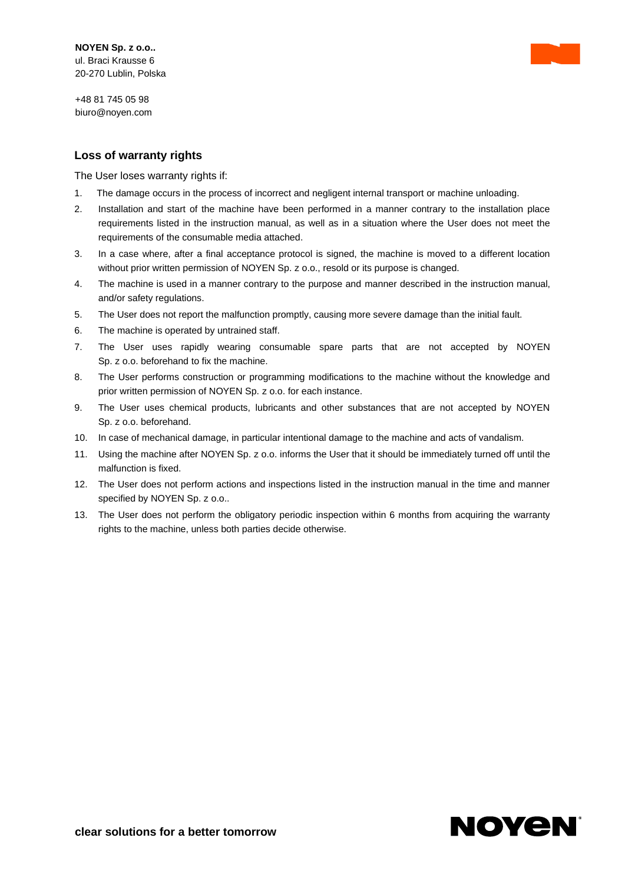**NOYEN Sp. z o.o..**
ul. Braci Krausse 6
20-270 Lublin, Polska

+48 81 745 05 98
biuro@noyen.com

## Loss of warranty rights

The User loses warranty rights if:

1. The damage occurs in the process of incorrect and negligent internal transport or machine unloading.
2. Installation and start of the machine have been performed in a manner contrary to the installation place requirements listed in the instruction manual, as well as in a situation where the User does not meet the requirements of the consumable media attached.
3. In a case where, after a final acceptance protocol is signed, the machine is moved to a different location without prior written permission of NOYEN Sp. z o.o., resold or its purpose is changed.
4. The machine is used in a manner contrary to the purpose and manner described in the instruction manual, and/or safety regulations.
5. The User does not report the malfunction promptly, causing more severe damage than the initial fault.
6. The machine is operated by untrained staff.
7. The User uses rapidly wearing consumable spare parts that are not accepted by NOYEN Sp. z o.o. beforehand to fix the machine.
8. The User performs construction or programming modifications to the machine without the knowledge and prior written permission of NOYEN Sp. z o.o. for each instance.
9. The User uses chemical products, lubricants and other substances that are not accepted by NOYEN Sp. z o.o. beforehand.
10. In case of mechanical damage, in particular intentional damage to the machine and acts of vandalism.
11. Using the machine after NOYEN Sp. z o.o. informs the User that it should be immediately turned off until the malfunction is fixed.
12. The User does not perform actions and inspections listed in the instruction manual in the time and manner specified by NOYEN Sp. z o.o..
13. The User does not perform the obligatory periodic inspection within 6 months from acquiring the warranty rights to the machine, unless both parties decide otherwise.

**clear solutions for a better tomorrow**